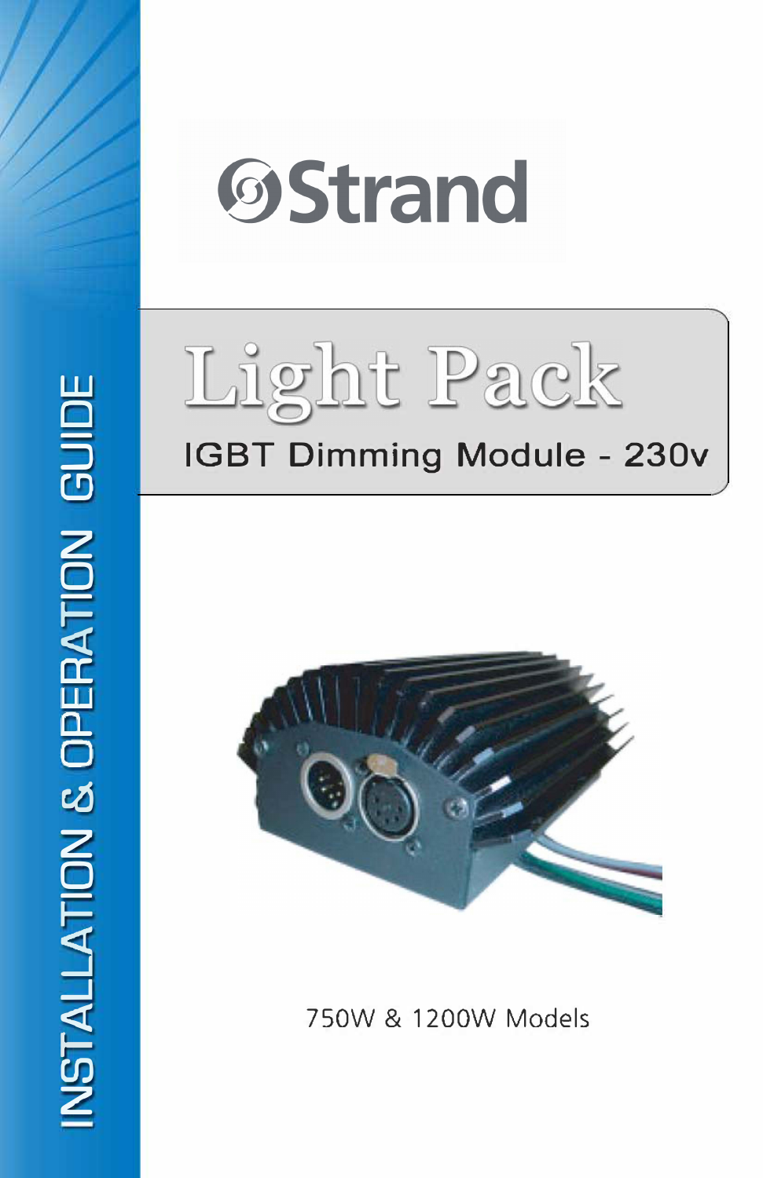INSTALLATION & OPERATION GUIDE

Strand

# Light Pack

## IGBT Dimming Module - 230v

750W & 1200W Models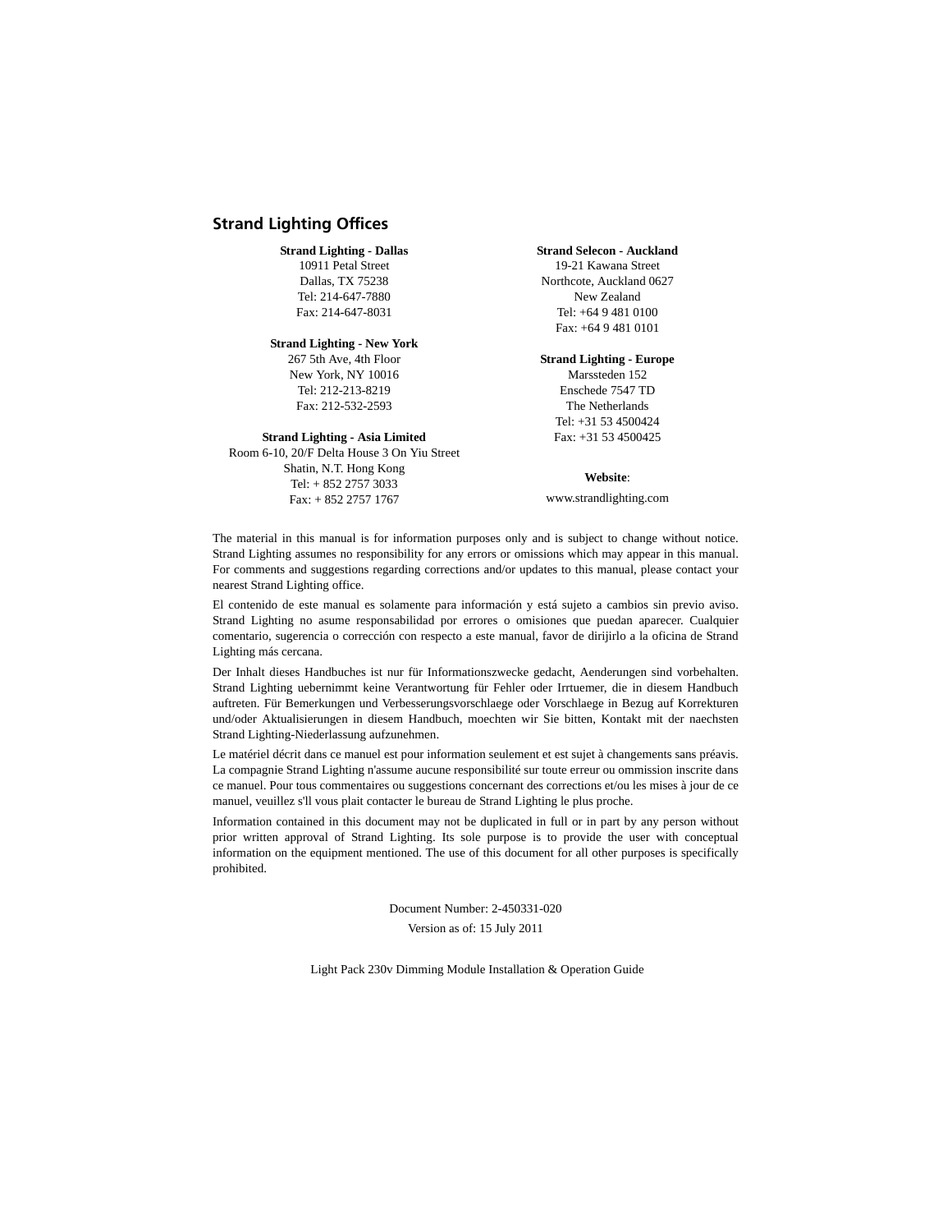## Strand Lighting Offices

**Strand Lighting - Dallas**
10911 Petal Street
Dallas, TX 75238
Tel: 214-647-7880
Fax: 214-647-8031

**Strand Lighting - New York**
267 5th Ave, 4th Floor
New York, NY 10016
Tel: 212-213-8219
Fax: 212-532-2593

**Strand Lighting - Asia Limited**
Room 6-10, 20/F Delta House 3 On Yiu Street
Shatin, N.T. Hong Kong
Tel: + 852 2757 3033
Fax: + 852 2757 1767

**Strand Selecon - Auckland**
19-21 Kawana Street
Northcote, Auckland 0627
New Zealand
Tel: +64 9 481 0100
Fax: +64 9 481 0101

**Strand Lighting - Europe**
Marssteden 152
Enschede 7547 TD
The Netherlands
Tel: +31 53 4500424
Fax: +31 53 4500425

**Website**:
www.strandlighting.com

The material in this manual is for information purposes only and is subject to change without notice. Strand Lighting assumes no responsibility for any errors or omissions which may appear in this manual. For comments and suggestions regarding corrections and/or updates to this manual, please contact your nearest Strand Lighting office.

El contenido de este manual es solamente para información y está sujeto a cambios sin previo aviso. Strand Lighting no asume responsabilidad por errores o omisiones que puedan aparecer. Cualquier comentario, sugerencia o corrección con respecto a este manual, favor de dirijirlo a la oficina de Strand Lighting más cercana.

Der Inhalt dieses Handbuches ist nur für Informationszwecke gedacht, Aenderungen sind vorbehalten. Strand Lighting uebernimmt keine Verantwortung für Fehler oder Irrtuemer, die in diesem Handbuch auftreten. Für Bemerkungen und Verbesserungsvorschlaege oder Vorschlaege in Bezug auf Korrekturen und/oder Aktualisierungen in diesem Handbuch, moechten wir Sie bitten, Kontakt mit der naechsten Strand Lighting-Niederlassung aufzunehmen.

Le matériel décrit dans ce manuel est pour information seulement et est sujet à changements sans préavis. La compagnie Strand Lighting n'assume aucune responsibilité sur toute erreur ou ommission inscrite dans ce manuel. Pour tous commentaires ou suggestions concernant des corrections et/ou les mises à jour de ce manuel, veuillez s'll vous plait contacter le bureau de Strand Lighting le plus proche.

Information contained in this document may not be duplicated in full or in part by any person without prior written approval of Strand Lighting. Its sole purpose is to provide the user with conceptual information on the equipment mentioned. The use of this document for all other purposes is specifically prohibited.

Document Number: 2-450331-020

Version as of: 15 July 2011

Light Pack 230v Dimming Module Installation & Operation Guide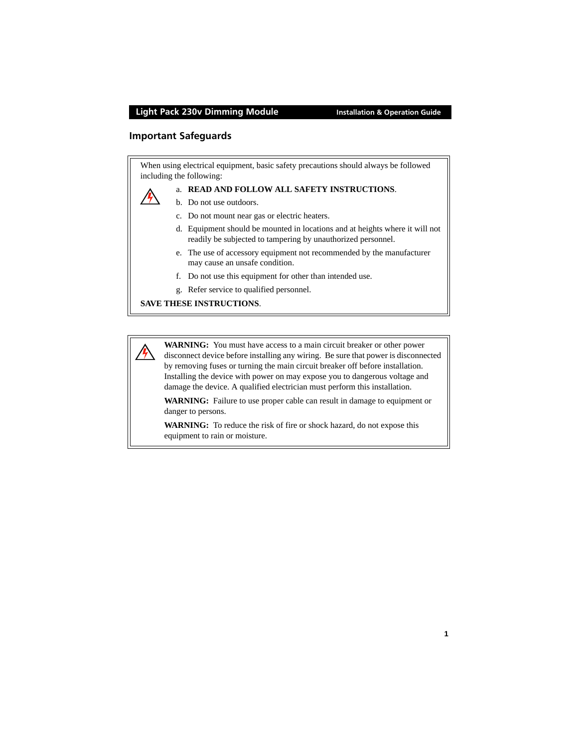## Important Safeguards

When using electrical equipment, basic safety precautions should always be followed including the following:

a. **READ AND FOLLOW ALL SAFETY INSTRUCTIONS**.
b. Do not use outdoors.
c. Do not mount near gas or electric heaters.
d. Equipment should be mounted in locations and at heights where it will not readily be subjected to tampering by unauthorized personnel.
e. The use of accessory equipment not recommended by the manufacturer may cause an unsafe condition.
f. Do not use this equipment for other than intended use.
g. Refer service to qualified personnel.

**SAVE THESE INSTRUCTIONS**.

**WARNING:** You must have access to a main circuit breaker or other power disconnect device before installing any wiring. Be sure that power is disconnected by removing fuses or turning the main circuit breaker off before installation. Installing the device with power on may expose you to dangerous voltage and damage the device. A qualified electrician must perform this installation.

**WARNING:** Failure to use proper cable can result in damage to equipment or danger to persons.

**WARNING:** To reduce the risk of fire or shock hazard, do not expose this equipment to rain or moisture.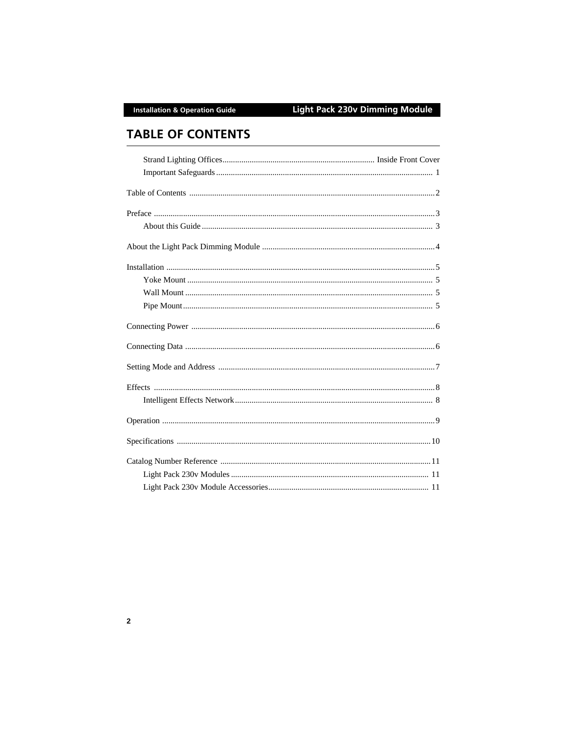# TABLE OF CONTENTS

- Strand Lighting Offices ........ Inside Front Cover
- Important Safeguards ........ 1

Table of Contents ........ 2

Preface ........ 3

- About this Guide ........ 3

About the Light Pack Dimming Module ........ 4

Installation ........ 5

- Yoke Mount ........ 5
- Wall Mount ........ 5
- Pipe Mount ........ 5

Connecting Power ........ 6

Connecting Data ........ 6

Setting Mode and Address ........ 7

Effects ........ 8

- Intelligent Effects Network ........ 8

Operation ........ 9

Specifications ........ 10

Catalog Number Reference ........ 11

- Light Pack 230v Modules ........ 11
- Light Pack 230v Module Accessories ........ 11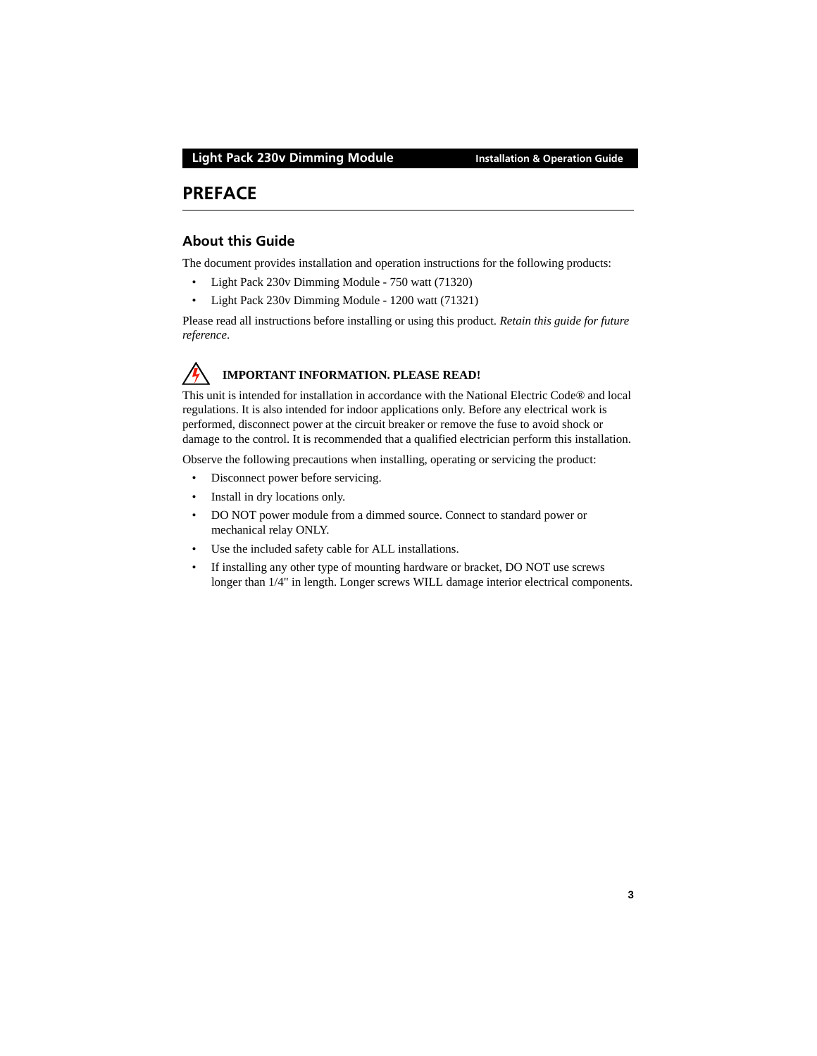# PREFACE

## About this Guide

The document provides installation and operation instructions for the following products:

- Light Pack 230v Dimming Module - 750 watt (71320)
- Light Pack 230v Dimming Module - 1200 watt (71321)

Please read all instructions before installing or using this product. *Retain this guide for future reference*.

**IMPORTANT INFORMATION. PLEASE READ!**

This unit is intended for installation in accordance with the National Electric Code® and local regulations. It is also intended for indoor applications only. Before any electrical work is performed, disconnect power at the circuit breaker or remove the fuse to avoid shock or damage to the control. It is recommended that a qualified electrician perform this installation.

Observe the following precautions when installing, operating or servicing the product:

- Disconnect power before servicing.
- Install in dry locations only.
- DO NOT power module from a dimmed source. Connect to standard power or mechanical relay ONLY.
- Use the included safety cable for ALL installations.
- If installing any other type of mounting hardware or bracket, DO NOT use screws longer than 1/4" in length. Longer screws WILL damage interior electrical components.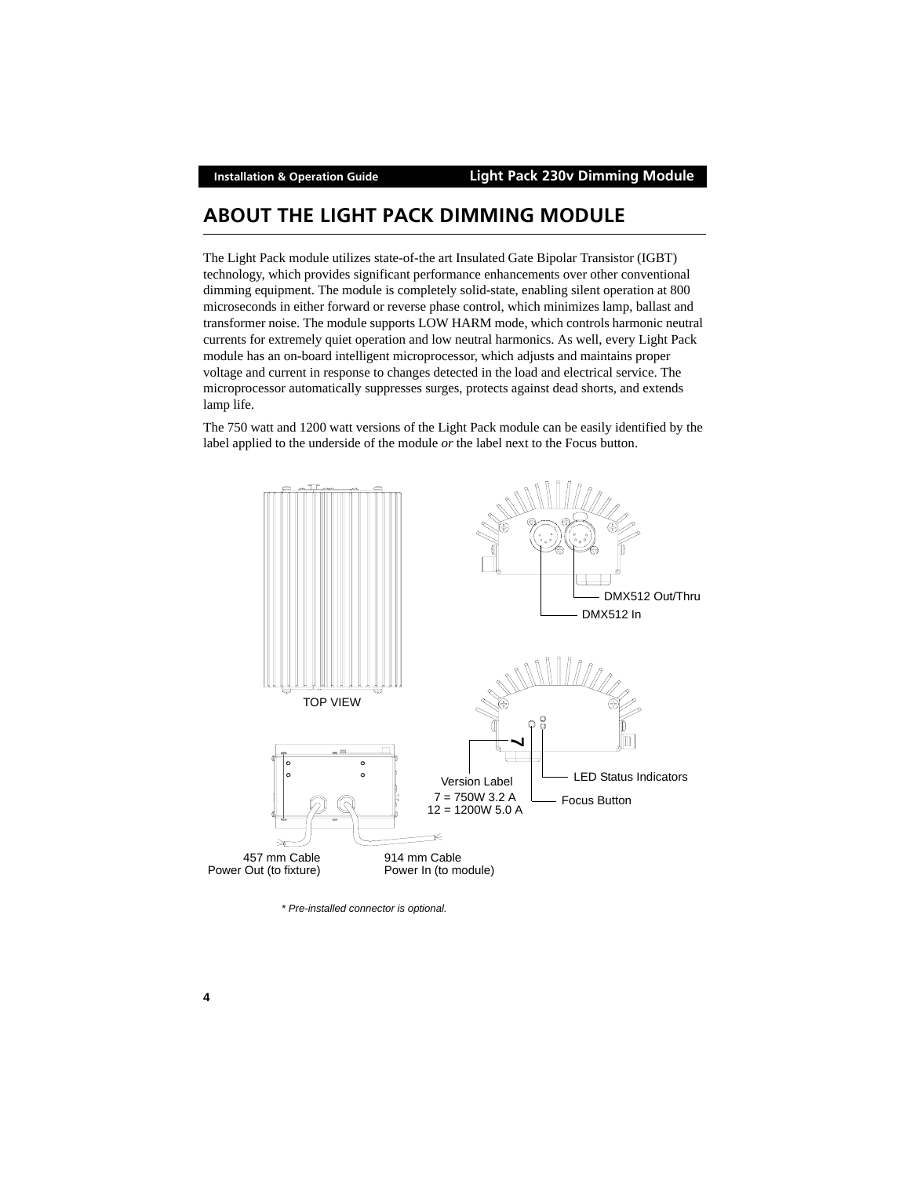## ABOUT THE LIGHT PACK DIMMING MODULE

The Light Pack module utilizes state-of-the art Insulated Gate Bipolar Transistor (IGBT) technology, which provides significant performance enhancements over other conventional dimming equipment. The module is completely solid-state, enabling silent operation at 800 microseconds in either forward or reverse phase control, which minimizes lamp, ballast and transformer noise. The module supports LOW HARM mode, which controls harmonic neutral currents for extremely quiet operation and low neutral harmonics. As well, every Light Pack module has an on-board intelligent microprocessor, which adjusts and maintains proper voltage and current in response to changes detected in the load and electrical service. The microprocessor automatically suppresses surges, protects against dead shorts, and extends lamp life.

The 750 watt and 1200 watt versions of the Light Pack module can be easily identified by the label applied to the underside of the module *or* the label next to the Focus button.

DMX512 Out/Thru

DMX512 In

TOP VIEW

Version Label
7 = 750W 3.2 A
12 = 1200W 5.0 A

LED Status Indicators

Focus Button

457 mm Cable
Power Out (to fixture)

914 mm Cable
Power In (to module)

*\* Pre-installed connector is optional.*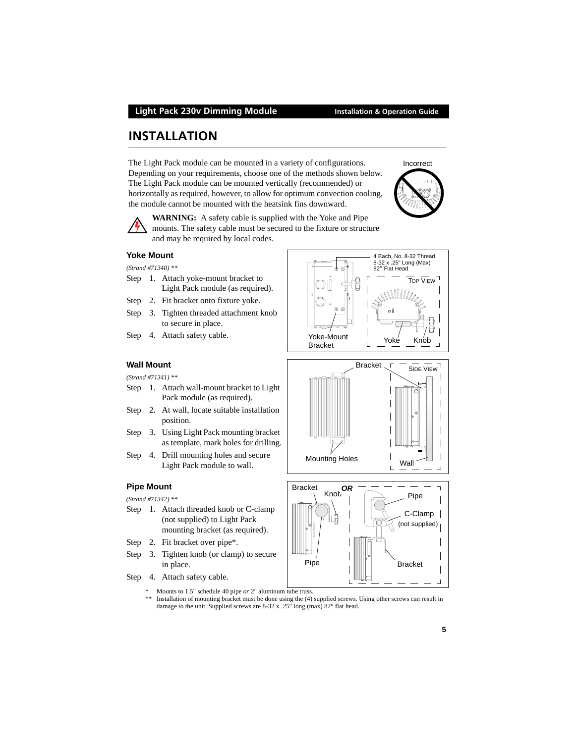# INSTALLATION

The Light Pack module can be mounted in a variety of configurations. Depending on your requirements, choose one of the methods shown below. The Light Pack module can be mounted vertically (recommended) or horizontally as required, however, to allow for optimum convection cooling, the module cannot be mounted with the heatsink fins downward.

Incorrect

**WARNING:** A safety cable is supplied with the Yoke and Pipe mounts. The safety cable must be secured to the fixture or structure and may be required by local codes.

### Yoke Mount

*(Strand #71340) ***

Step 1. Attach yoke-mount bracket to Light Pack module (as required).

Step 2. Fit bracket onto fixture yoke.

Step 3. Tighten threaded attachment knob to secure in place.

Step 4. Attach safety cable.

4 Each, No. 8-32 Thread
8-32 x .25" Long (Max)
82° Flat Head

TOP VIEW

Yoke-Mount Bracket

Yoke

Knob

### Wall Mount

*(Strand #71341) ***

Step 1. Attach wall-mount bracket to Light Pack module (as required).

Step 2. At wall, locate suitable installation position.

Step 3. Using Light Pack mounting bracket as template, mark holes for drilling.

Step 4. Drill mounting holes and secure Light Pack module to wall.

Bracket

SIDE VIEW

Mounting Holes

Wall

### Pipe Mount

*(Strand #71342) ***

Step 1. Attach threaded knob or C-clamp (not supplied) to Light Pack mounting bracket (as required).

Step 2. Fit bracket over pipe*.

Step 3. Tighten knob (or clamp) to secure in place.

Step 4. Attach safety cable.

Bracket

Knob

*OR*

Pipe

C-Clamp (not supplied)

Pipe

Bracket

\* Mounts to 1.5" schedule 40 pipe *or* 2" aluminum tube truss.

\*\* Installation of mounting bracket must be done using the (4) supplied screws. Using other screws can result in damage to the unit. Supplied screws are 8-32 x .25" long (max) 82° flat head.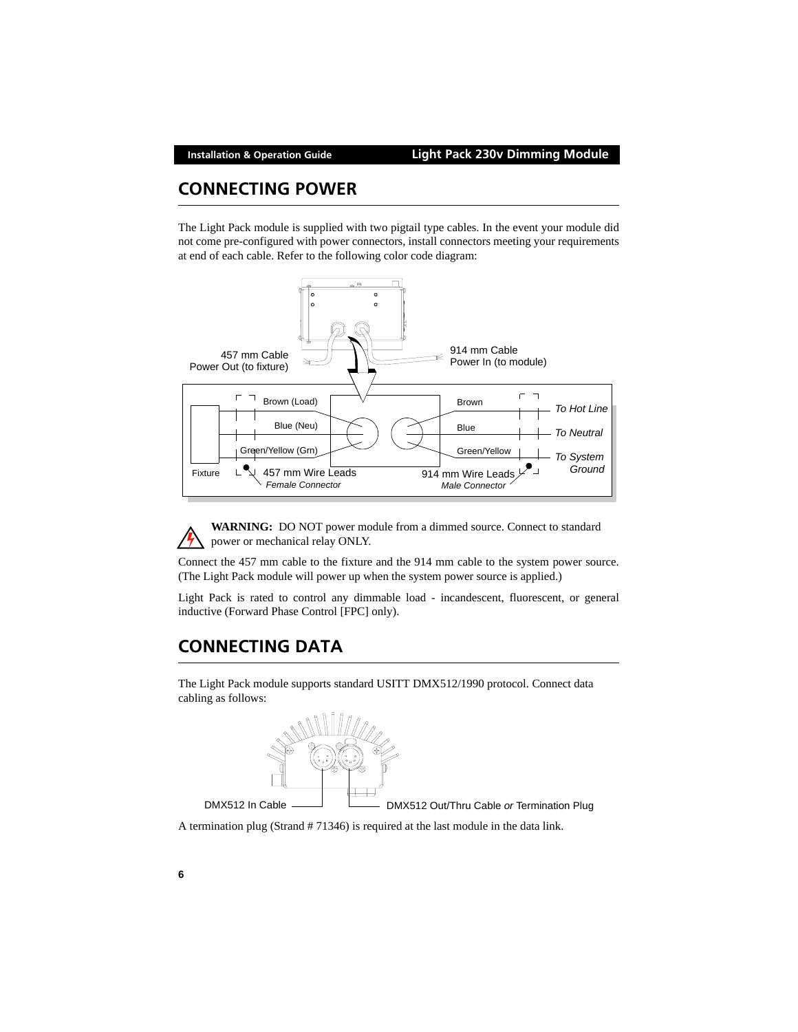## CONNECTING POWER

The Light Pack module is supplied with two pigtail type cables. In the event your module did not come pre-configured with power connectors, install connectors meeting your requirements at end of each cable. Refer to the following color code diagram:

457 mm Cable
Power Out (to fixture)

914 mm Cable
Power In (to module)

Brown (Load)
Blue (Neu)
Green/Yellow (Grn)
Fixture
457 mm Wire Leads
*Female Connector*

Brown
Blue
Green/Yellow
*To Hot Line*
*To Neutral*
*To System Ground*
914 mm Wire Leads
*Male Connector*

**WARNING:** DO NOT power module from a dimmed source. Connect to standard power or mechanical relay ONLY.

Connect the 457 mm cable to the fixture and the 914 mm cable to the system power source. (The Light Pack module will power up when the system power source is applied.)

Light Pack is rated to control any dimmable load - incandescent, fluorescent, or general inductive (Forward Phase Control [FPC] only).

## CONNECTING DATA

The Light Pack module supports standard USITT DMX512/1990 protocol. Connect data cabling as follows:

DMX512 In Cable

DMX512 Out/Thru Cable *or* Termination Plug

A termination plug (Strand # 71346) is required at the last module in the data link.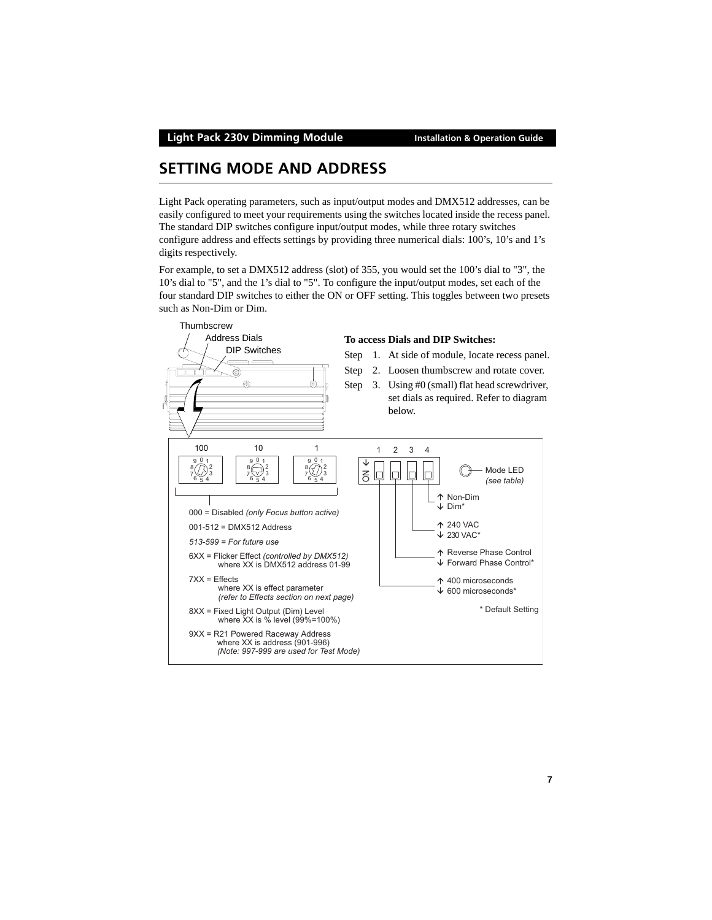## SETTING MODE AND ADDRESS

Light Pack operating parameters, such as input/output modes and DMX512 addresses, can be easily configured to meet your requirements using the switches located inside the recess panel. The standard DIP switches configure input/output modes, while three rotary switches configure address and effects settings by providing three numerical dials: 100's, 10's and 1's digits respectively.

For example, to set a DMX512 address (slot) of 355, you would set the 100's dial to "3", the 10's dial to "5", and the 1's dial to "5". To configure the input/output modes, set each of the four standard DIP switches to either the ON or OFF setting. This toggles between two presets such as Non-Dim or Dim.

Thumbscrew
Address Dials
DIP Switches

**To access Dials and DIP Switches:**

Step 1. At side of module, locate recess panel.

Step 2. Loosen thumbscrew and rotate cover.

Step 3. Using #0 (small) flat head screwdriver, set dials as required. Refer to diagram below.

100 10 1

000 = Disabled *(only Focus button active)*

001-512 = DMX512 Address

*513-599 = For future use*

6XX = Flicker Effect *(controlled by DMX512)* where XX is DMX512 address 01-99

7XX = Effects where XX is effect parameter *(refer to Effects section on next page)*

8XX = Fixed Light Output (Dim) Level where XX is % level (99%=100%)

9XX = R21 Powered Raceway Address where XX is address (901-996) *(Note: 997-999 are used for Test Mode)*

1 2 3 4

ON

Mode LED *(see table)*

4: ↑ Non-Dim / ↓ Dim*

3: ↑ 240 VAC / ↓ 230 VAC*

2: ↑ Reverse Phase Control / ↓ Forward Phase Control*

1: ↑ 400 microseconds / ↓ 600 microseconds*

\* Default Setting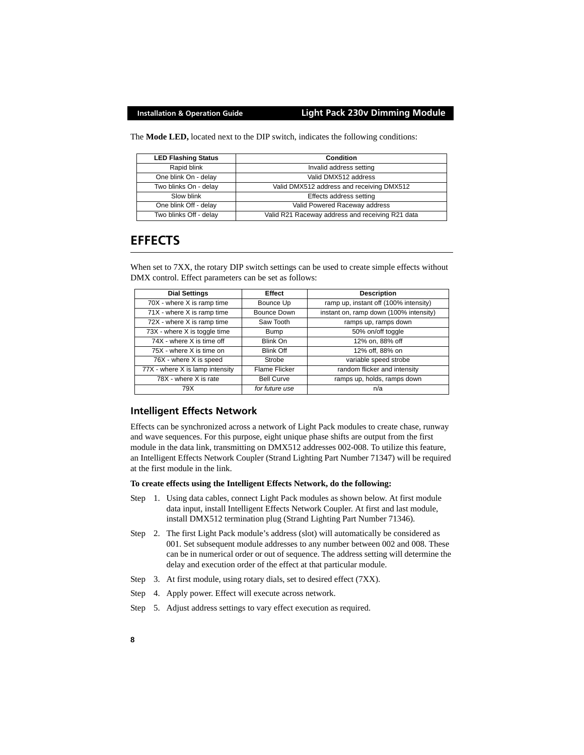The **Mode LED,** located next to the DIP switch, indicates the following conditions:

| LED Flashing Status | Condition |
| --- | --- |
| Rapid blink | Invalid address setting |
| One blink On - delay | Valid DMX512 address |
| Two blinks On - delay | Valid DMX512 address and receiving DMX512 |
| Slow blink | Effects address setting |
| One blink Off - delay | Valid Powered Raceway address |
| Two blinks Off - delay | Valid R21 Raceway address and receiving R21 data |

# EFFECTS

When set to 7XX, the rotary DIP switch settings can be used to create simple effects without DMX control. Effect parameters can be set as follows:

| Dial Settings | Effect | Description |
| --- | --- | --- |
| 70X - where X is ramp time | Bounce Up | ramp up, instant off (100% intensity) |
| 71X - where X is ramp time | Bounce Down | instant on, ramp down (100% intensity) |
| 72X - where X is ramp time | Saw Tooth | ramps up, ramps down |
| 73X - where X is toggle time | Bump | 50% on/off toggle |
| 74X - where X is time off | Blink On | 12% on, 88% off |
| 75X - where X is time on | Blink Off | 12% off, 88% on |
| 76X - where X is speed | Strobe | variable speed strobe |
| 77X - where X is lamp intensity | Flame Flicker | random flicker and intensity |
| 78X - where X is rate | Bell Curve | ramps up, holds, ramps down |
| 79X | *for future use* | n/a |

## Intelligent Effects Network

Effects can be synchronized across a network of Light Pack modules to create chase, runway and wave sequences. For this purpose, eight unique phase shifts are output from the first module in the data link, transmitting on DMX512 addresses 002-008. To utilize this feature, an Intelligent Effects Network Coupler (Strand Lighting Part Number 71347) will be required at the first module in the link.

**To create effects using the Intelligent Effects Network, do the following:**

Step 1. Using data cables, connect Light Pack modules as shown below. At first module data input, install Intelligent Effects Network Coupler. At first and last module, install DMX512 termination plug (Strand Lighting Part Number 71346).

Step 2. The first Light Pack module's address (slot) will automatically be considered as 001. Set subsequent module addresses to any number between 002 and 008. These can be in numerical order or out of sequence. The address setting will determine the delay and execution order of the effect at that particular module.

Step 3. At first module, using rotary dials, set to desired effect (7XX).

Step 4. Apply power. Effect will execute across network.

Step 5. Adjust address settings to vary effect execution as required.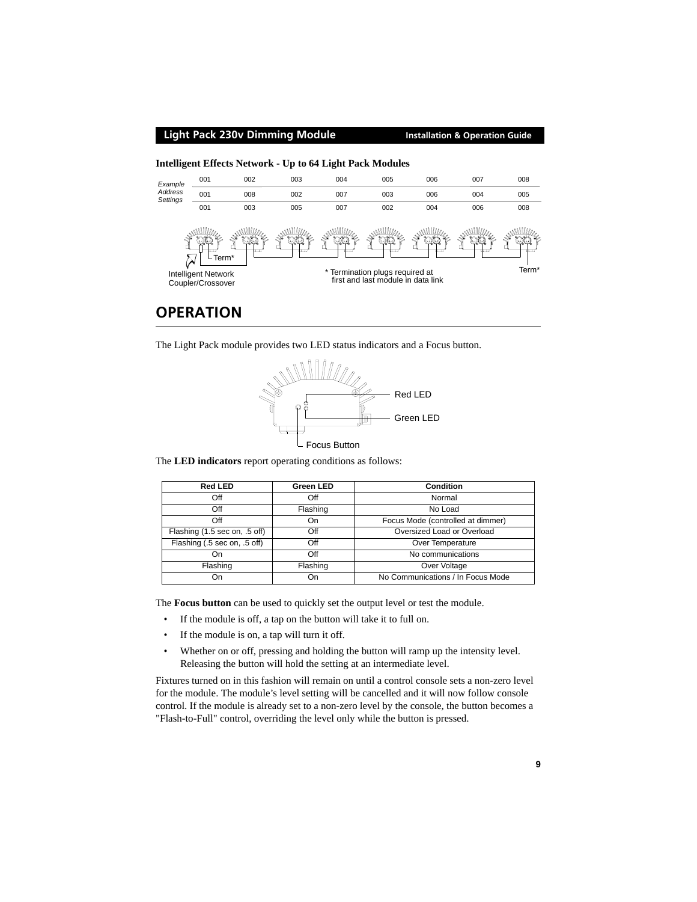**Intelligent Effects Network - Up to 64 Light Pack Modules**

*Example Address Settings*

001 002 003 004 005 006 007 008

001 008 002 007 003 006 004 005

001 003 005 007 002 004 006 008

Term*

Intelligent Network Coupler/Crossover

* Termination plugs required at first and last module in data link

Term*

# OPERATION

The Light Pack module provides two LED status indicators and a Focus button.

Red LED

Green LED

Focus Button

The **LED indicators** report operating conditions as follows:

| Red LED | Green LED | Condition |
|---|---|---|
| Off | Off | Normal |
| Off | Flashing | No Load |
| Off | On | Focus Mode (controlled at dimmer) |
| Flashing (1.5 sec on, .5 off) | Off | Oversized Load or Overload |
| Flashing (.5 sec on, .5 off) | Off | Over Temperature |
| On | Off | No communications |
| Flashing | Flashing | Over Voltage |
| On | On | No Communications / In Focus Mode |

The **Focus button** can be used to quickly set the output level or test the module.

- If the module is off, a tap on the button will take it to full on.
- If the module is on, a tap will turn it off.
- Whether on or off, pressing and holding the button will ramp up the intensity level. Releasing the button will hold the setting at an intermediate level.

Fixtures turned on in this fashion will remain on until a control console sets a non-zero level for the module. The module's level setting will be cancelled and it will now follow console control. If the module is already set to a non-zero level by the console, the button becomes a "Flash-to-Full" control, overriding the level only while the button is pressed.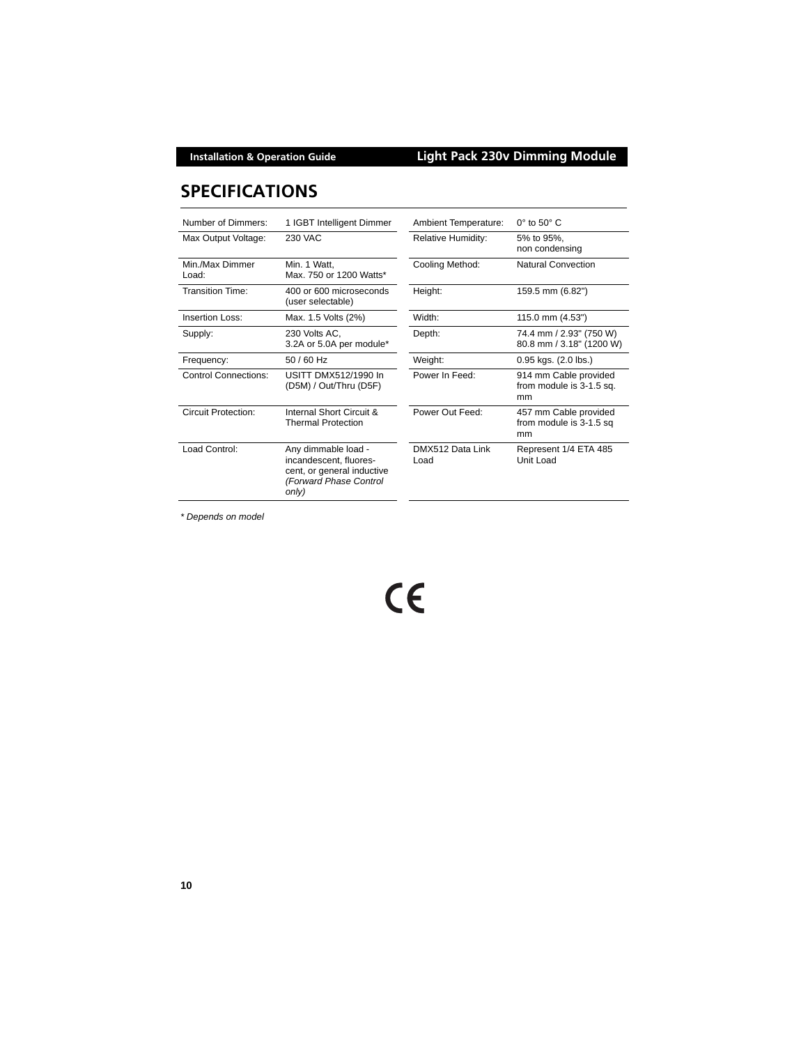# SPECIFICATIONS

| | | | |
|---|---|---|---|
| Number of Dimmers: | 1 IGBT Intelligent Dimmer | Ambient Temperature: | 0° to 50° C |
| Max Output Voltage: | 230 VAC | Relative Humidity: | 5% to 95%, non condensing |
| Min./Max Dimmer Load: | Min. 1 Watt, Max. 750 or 1200 Watts* | Cooling Method: | Natural Convection |
| Transition Time: | 400 or 600 microseconds (user selectable) | Height: | 159.5 mm (6.82") |
| Insertion Loss: | Max. 1.5 Volts (2%) | Width: | 115.0 mm (4.53") |
| Supply: | 230 Volts AC, 3.2A or 5.0A per module* | Depth: | 74.4 mm / 2.93" (750 W) 80.8 mm / 3.18" (1200 W) |
| Frequency: | 50 / 60 Hz | Weight: | 0.95 kgs. (2.0 lbs.) |
| Control Connections: | USITT DMX512/1990 In (D5M) / Out/Thru (D5F) | Power In Feed: | 914 mm Cable provided from module is 3-1.5 sq. mm |
| Circuit Protection: | Internal Short Circuit & Thermal Protection | Power Out Feed: | 457 mm Cable provided from module is 3-1.5 sq mm |
| Load Control: | Any dimmable load - incandescent, fluorescent, or general inductive *(Forward Phase Control only)* | DMX512 Data Link Load | Represent 1/4 ETA 485 Unit Load |

*\* Depends on model*

CE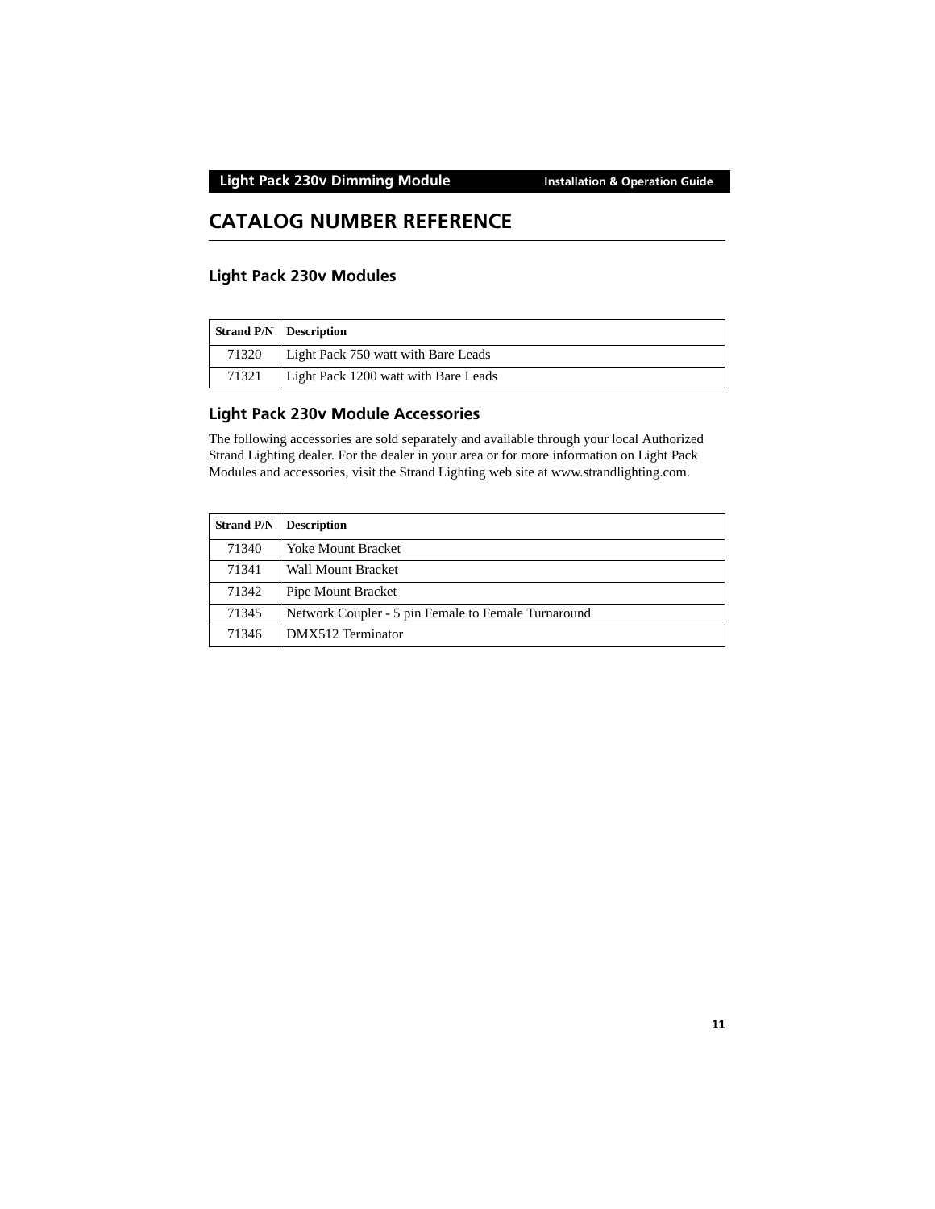# CATALOG NUMBER REFERENCE

## Light Pack 230v Modules

| Strand P/N | Description |
|---|---|
| 71320 | Light Pack 750 watt with Bare Leads |
| 71321 | Light Pack 1200 watt with Bare Leads |

## Light Pack 230v Module Accessories

The following accessories are sold separately and available through your local Authorized Strand Lighting dealer. For the dealer in your area or for more information on Light Pack Modules and accessories, visit the Strand Lighting web site at www.strandlighting.com.

| Strand P/N | Description |
|---|---|
| 71340 | Yoke Mount Bracket |
| 71341 | Wall Mount Bracket |
| 71342 | Pipe Mount Bracket |
| 71345 | Network Coupler - 5 pin Female to Female Turnaround |
| 71346 | DMX512 Terminator |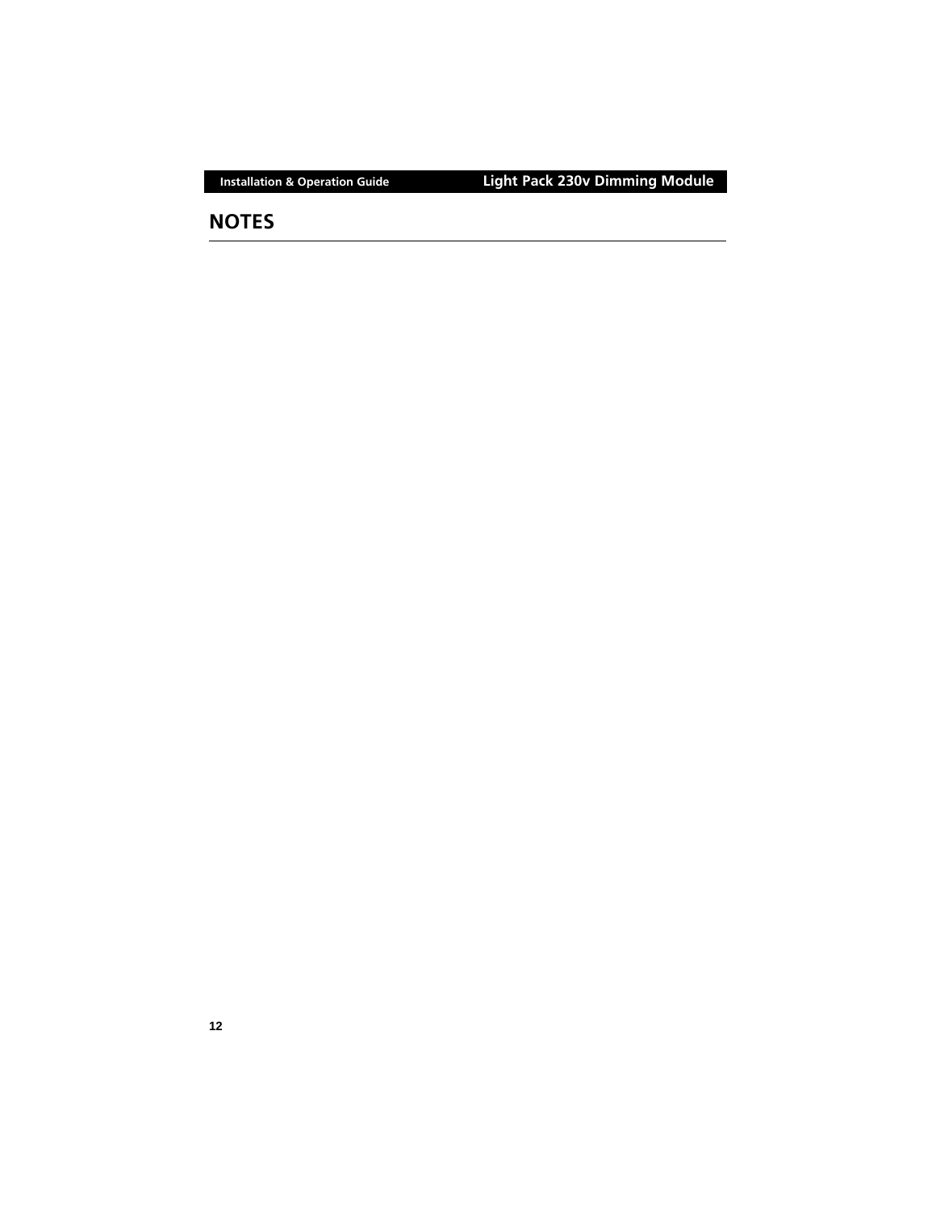## NOTES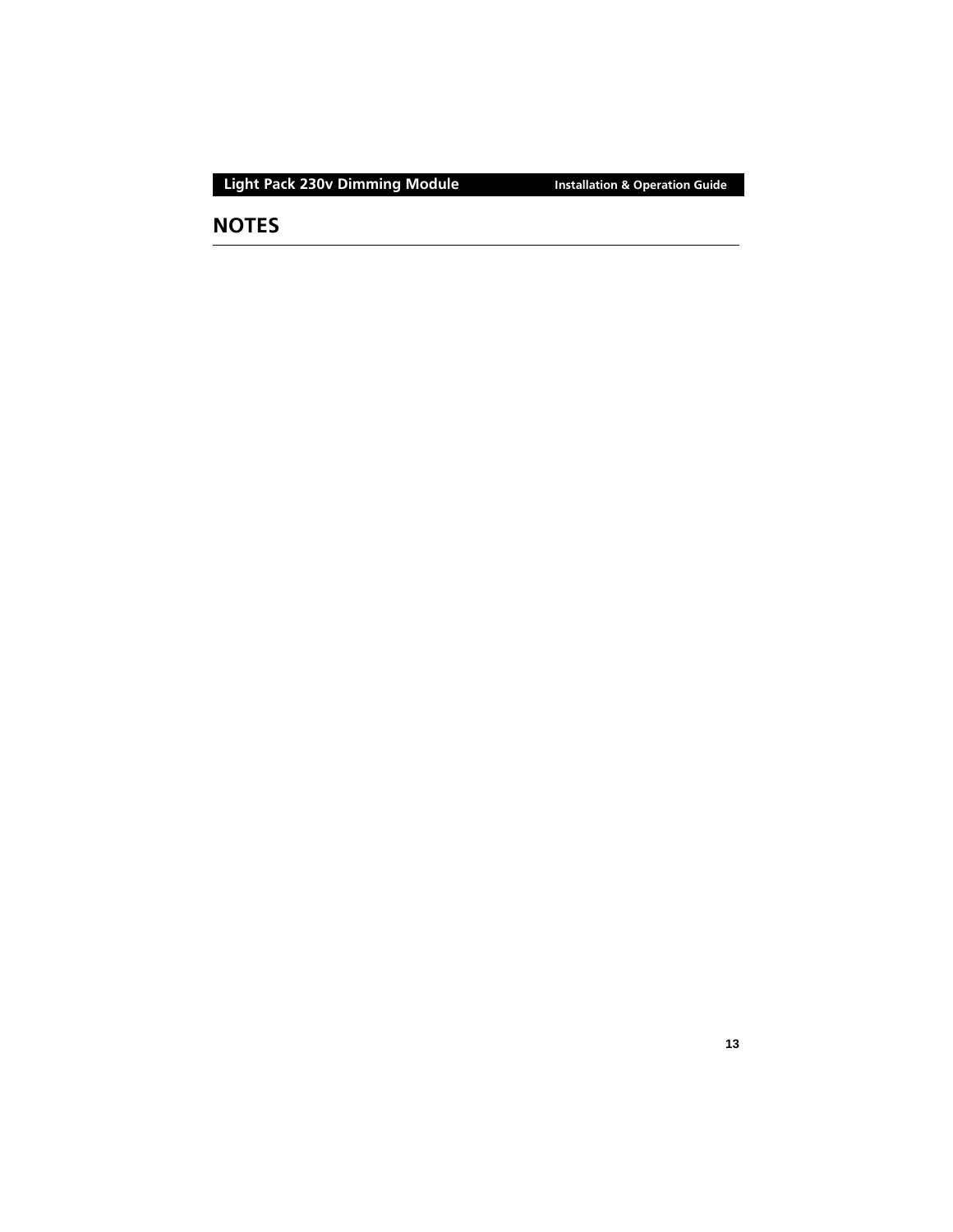## NOTES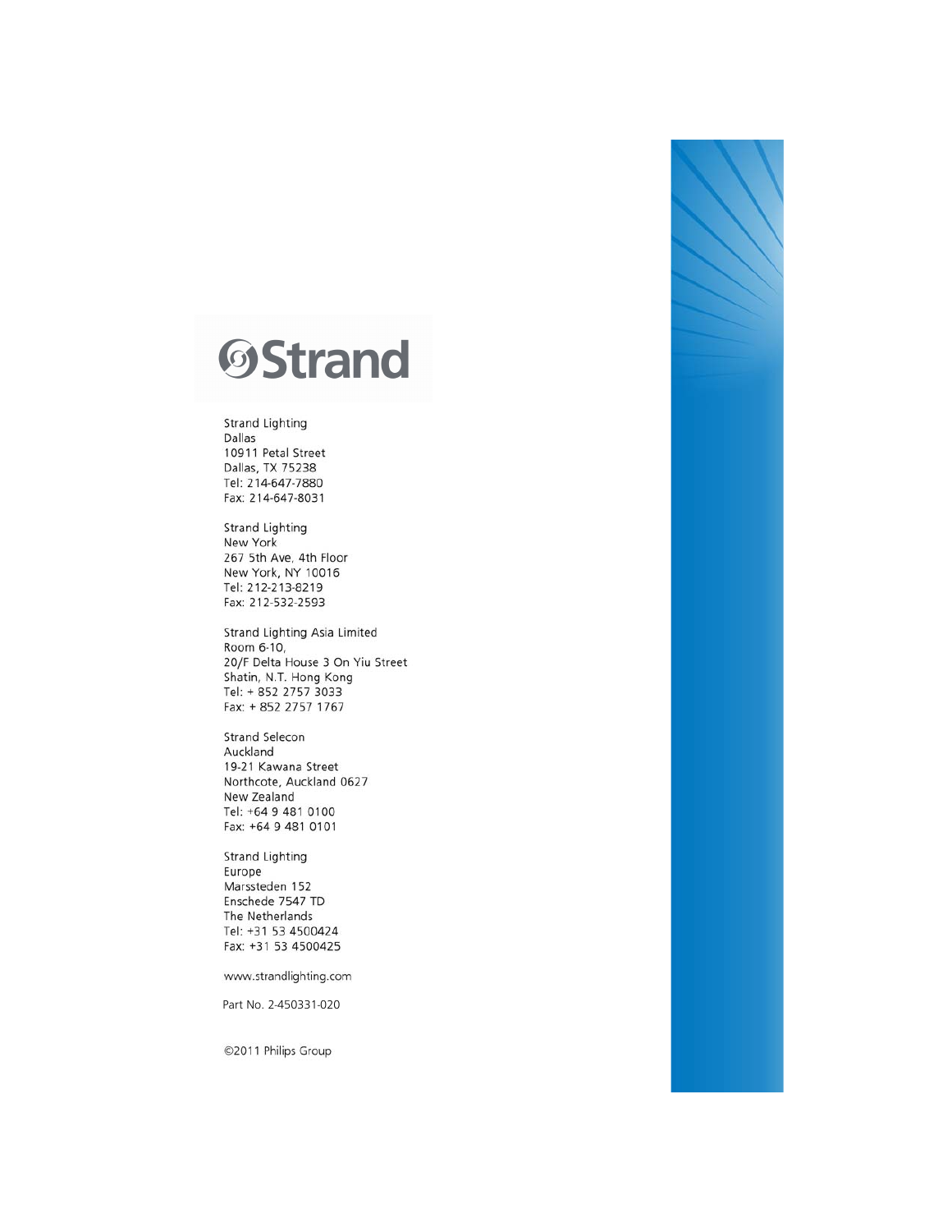Strand

Strand Lighting
Dallas
10911 Petal Street
Dallas, TX 75238
Tel: 214-647-7880
Fax: 214-647-8031

Strand Lighting
New York
267 5th Ave, 4th Floor
New York, NY 10016
Tel: 212-213-8219
Fax: 212-532-2593

Strand Lighting Asia Limited
Room 6-10,
20/F Delta House 3 On Yiu Street
Shatin, N.T. Hong Kong
Tel: + 852 2757 3033
Fax: + 852 2757 1767

Strand Selecon
Auckland
19-21 Kawana Street
Northcote, Auckland 0627
New Zealand
Tel: +64 9 481 0100
Fax: +64 9 481 0101

Strand Lighting
Europe
Marssteden 152
Enschede 7547 TD
The Netherlands
Tel: +31 53 4500424
Fax: +31 53 4500425

www.strandlighting.com

Part No. 2-450331-020

©2011 Philips Group